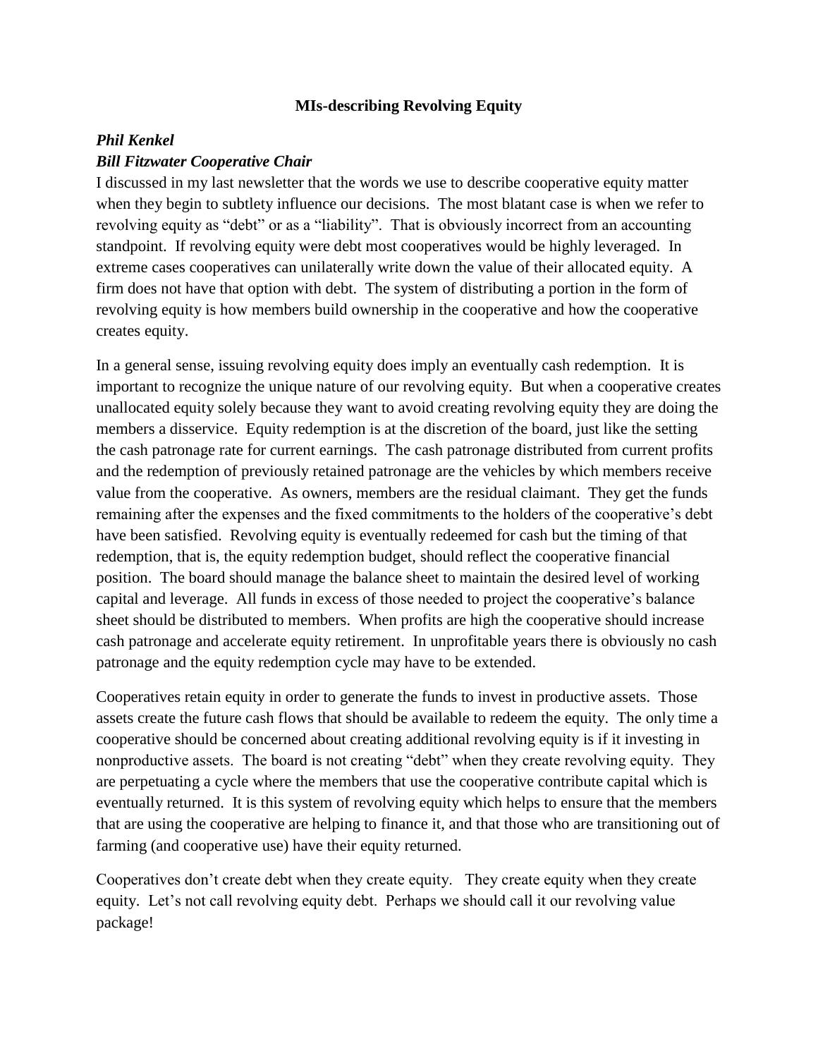# MIs-describing Revolving Equity

***Phil Kenkel***
***Bill Fitzwater Cooperative Chair***

I discussed in my last newsletter that the words we use to describe cooperative equity matter when they begin to subtlety influence our decisions. The most blatant case is when we refer to revolving equity as "debt" or as a "liability". That is obviously incorrect from an accounting standpoint. If revolving equity were debt most cooperatives would be highly leveraged. In extreme cases cooperatives can unilaterally write down the value of their allocated equity. A firm does not have that option with debt. The system of distributing a portion in the form of revolving equity is how members build ownership in the cooperative and how the cooperative creates equity.

In a general sense, issuing revolving equity does imply an eventually cash redemption. It is important to recognize the unique nature of our revolving equity. But when a cooperative creates unallocated equity solely because they want to avoid creating revolving equity they are doing the members a disservice. Equity redemption is at the discretion of the board, just like the setting the cash patronage rate for current earnings. The cash patronage distributed from current profits and the redemption of previously retained patronage are the vehicles by which members receive value from the cooperative. As owners, members are the residual claimant. They get the funds remaining after the expenses and the fixed commitments to the holders of the cooperative's debt have been satisfied. Revolving equity is eventually redeemed for cash but the timing of that redemption, that is, the equity redemption budget, should reflect the cooperative financial position. The board should manage the balance sheet to maintain the desired level of working capital and leverage. All funds in excess of those needed to project the cooperative's balance sheet should be distributed to members. When profits are high the cooperative should increase cash patronage and accelerate equity retirement. In unprofitable years there is obviously no cash patronage and the equity redemption cycle may have to be extended.

Cooperatives retain equity in order to generate the funds to invest in productive assets. Those assets create the future cash flows that should be available to redeem the equity. The only time a cooperative should be concerned about creating additional revolving equity is if it investing in nonproductive assets. The board is not creating "debt" when they create revolving equity. They are perpetuating a cycle where the members that use the cooperative contribute capital which is eventually returned. It is this system of revolving equity which helps to ensure that the members that are using the cooperative are helping to finance it, and that those who are transitioning out of farming (and cooperative use) have their equity returned.

Cooperatives don't create debt when they create equity. They create equity when they create equity. Let's not call revolving equity debt. Perhaps we should call it our revolving value package!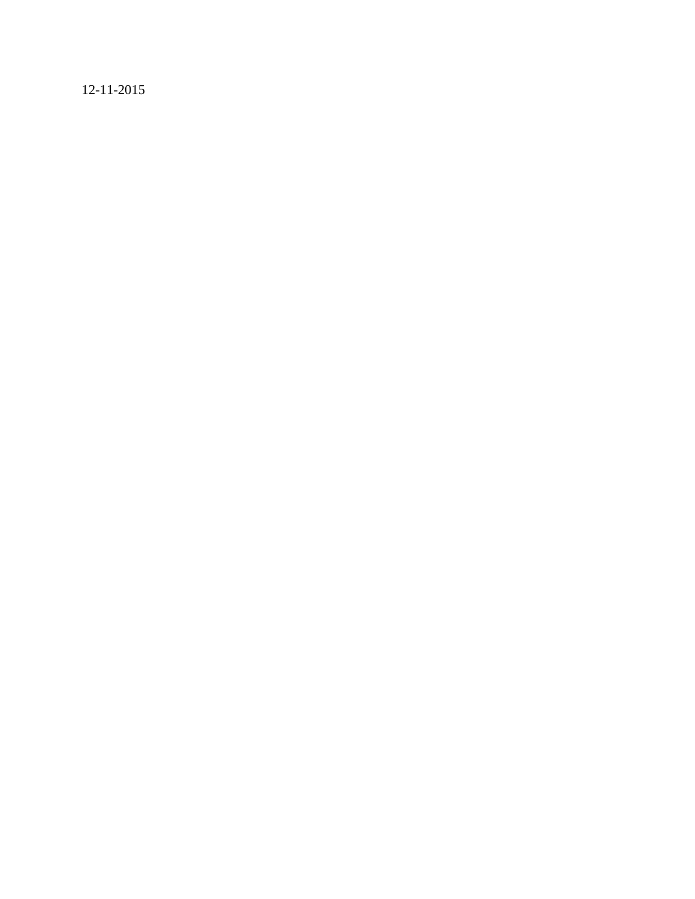12-11-2015